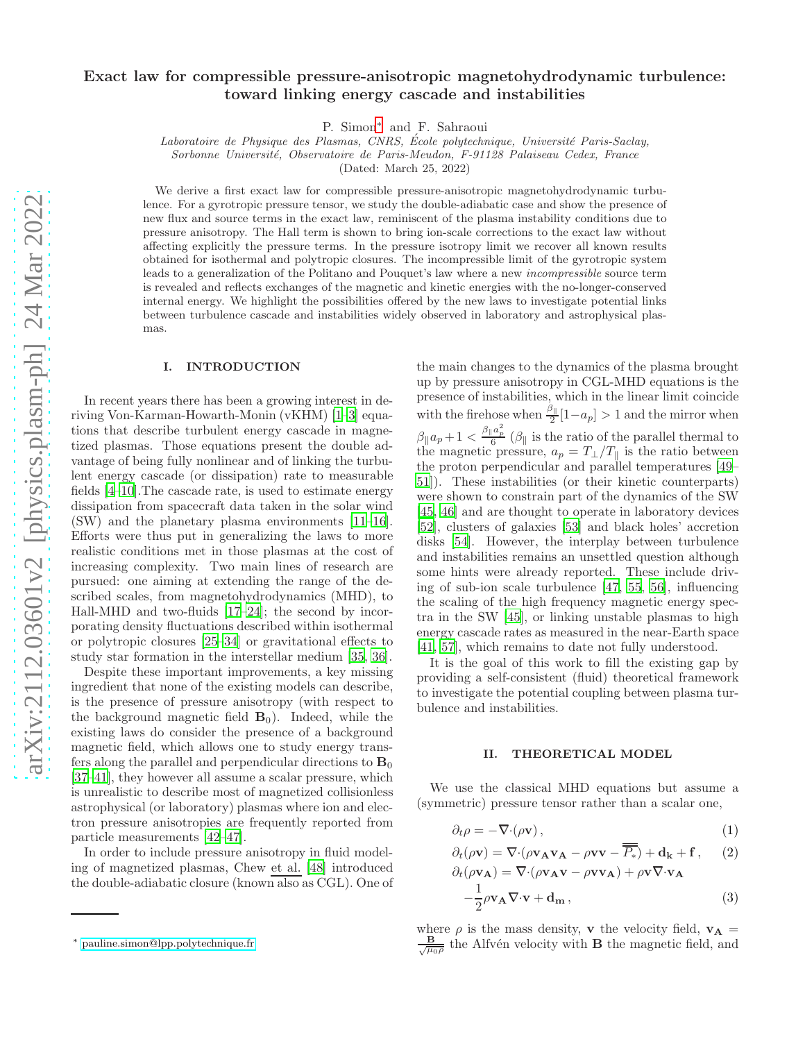# Exact law for compressible pressure-anisotropic magnetohydrodynamic turbulence: toward linking energy cascade and instabilities

P. Simon[*] and F. Sahraoui

*Laboratoire de Physique des Plasmas, CNRS, École polytechnique, Université Paris-Saclay, Sorbonne Université, Observatoire de Paris-Meudon, F-91128 Palaiseau Cedex, France*

(Dated: March 25, 2022)

We derive a first exact law for compressible pressure-anisotropic magnetohydrodynamic turbulence. For a gyrotropic pressure tensor, we study the double-adiabatic case and show the presence of new flux and source terms in the exact law, reminiscent of the plasma instability conditions due to pressure anisotropy. The Hall term is shown to bring ion-scale corrections to the exact law without affecting explicitly the pressure terms. In the pressure isotropy limit we recover all known results obtained for isothermal and polytropic closures. The incompressible limit of the gyrotropic system leads to a generalization of the Politano and Pouquet's law where a new *incompressible* source term is revealed and reflects exchanges of the magnetic and kinetic energies with the no-longer-conserved internal energy. We highlight the possibilities offered by the new laws to investigate potential links between turbulence cascade and instabilities widely observed in laboratory and astrophysical plasmas.

## I. INTRODUCTION

In recent years there has been a growing interest in deriving Von-Karman-Howarth-Monin (vKHM) [1–3] equations that describe turbulent energy cascade in magnetized plasmas. Those equations present the double advantage of being fully nonlinear and of linking the turbulent energy cascade (or dissipation) rate to measurable fields [4–10].The cascade rate, is used to estimate energy dissipation from spacecraft data taken in the solar wind (SW) and the planetary plasma environments [11–16]. Efforts were thus put in generalizing the laws to more realistic conditions met in those plasmas at the cost of increasing complexity. Two main lines of research are pursued: one aiming at extending the range of the described scales, from magnetohydrodynamics (MHD), to Hall-MHD and two-fluids [17–24]; the second by incorporating density fluctuations described within isothermal or polytropic closures [25–34] or gravitational effects to study star formation in the interstellar medium [35, 36].

Despite these important improvements, a key missing ingredient that none of the existing models can describe, is the presence of pressure anisotropy (with respect to the background magnetic field $\mathbf{B}_0$). Indeed, while the existing laws do consider the presence of a background magnetic field, which allows one to study energy transfers along the parallel and perpendicular directions to $\mathbf{B}_0$ [37–41], they however all assume a scalar pressure, which is unrealistic to describe most of magnetized collisionless astrophysical (or laboratory) plasmas where ion and electron pressure anisotropies are frequently reported from particle measurements [42–47].

In order to include pressure anisotropy in fluid modeling of magnetized plasmas, Chew et al. [48] introduced the double-adiabatic closure (known also as CGL). One of the main changes to the dynamics of the plasma brought up by pressure anisotropy in CGL-MHD equations is the presence of instabilities, which in the linear limit coincide with the firehose when $\frac{\beta_\parallel}{2}[1-a_p] > 1$ and the mirror when $\beta_\parallel a_p + 1 < \frac{\beta_\parallel a_p^2}{6}$ ($\beta_\parallel$ is the ratio of the parallel thermal to the magnetic pressure, $a_p = T_\perp / T_\parallel$ is the ratio between the proton perpendicular and parallel temperatures [49–51]). These instabilities (or their kinetic counterparts) were shown to constrain part of the dynamics of the SW [45, 46] and are thought to operate in laboratory devices [52], clusters of galaxies [53] and black holes' accretion disks [54]. However, the interplay between turbulence and instabilities remains an unsettled question although some hints were already reported. These include driving of sub-ion scale turbulence [47, 55, 56], influencing the scaling of the high frequency magnetic energy spectra in the SW [45], or linking unstable plasmas to high energy cascade rates as measured in the near-Earth space [41, 57], which remains to date not fully understood.

It is the goal of this work to fill the existing gap by providing a self-consistent (fluid) theoretical framework to investigate the potential coupling between plasma turbulence and instabilities.

## II. THEORETICAL MODEL

We use the classical MHD equations but assume a (symmetric) pressure tensor rather than a scalar one,

$$\partial_t \rho = -\nabla\cdot(\rho \mathbf{v}) \,, \tag{1}$$

$$\partial_t(\rho \mathbf{v}) = \nabla\cdot(\rho \mathbf{v_A} \mathbf{v_A} - \rho \mathbf{v}\mathbf{v} - \overline{\overline{P_*}}) + \mathbf{d_k} + \mathbf{f} \,, \tag{2}$$

$$\partial_t(\rho \mathbf{v_A}) = \nabla\cdot(\rho \mathbf{v_A}\mathbf{v} - \rho \mathbf{v}\mathbf{v_A}) + \rho \mathbf{v} \nabla\cdot\mathbf{v_A} - \frac{1}{2}\rho \mathbf{v_A} \nabla\cdot\mathbf{v} + \mathbf{d_m} \,, \tag{3}$$

where $\rho$ is the mass density, $\mathbf{v}$ the velocity field, $\mathbf{v_A} = \frac{\mathbf{B}}{\sqrt{\mu_0 \rho}}$ the Alfvén velocity with $\mathbf{B}$ the magnetic field, and

[*] pauline.simon@lpp.polytechnique.fr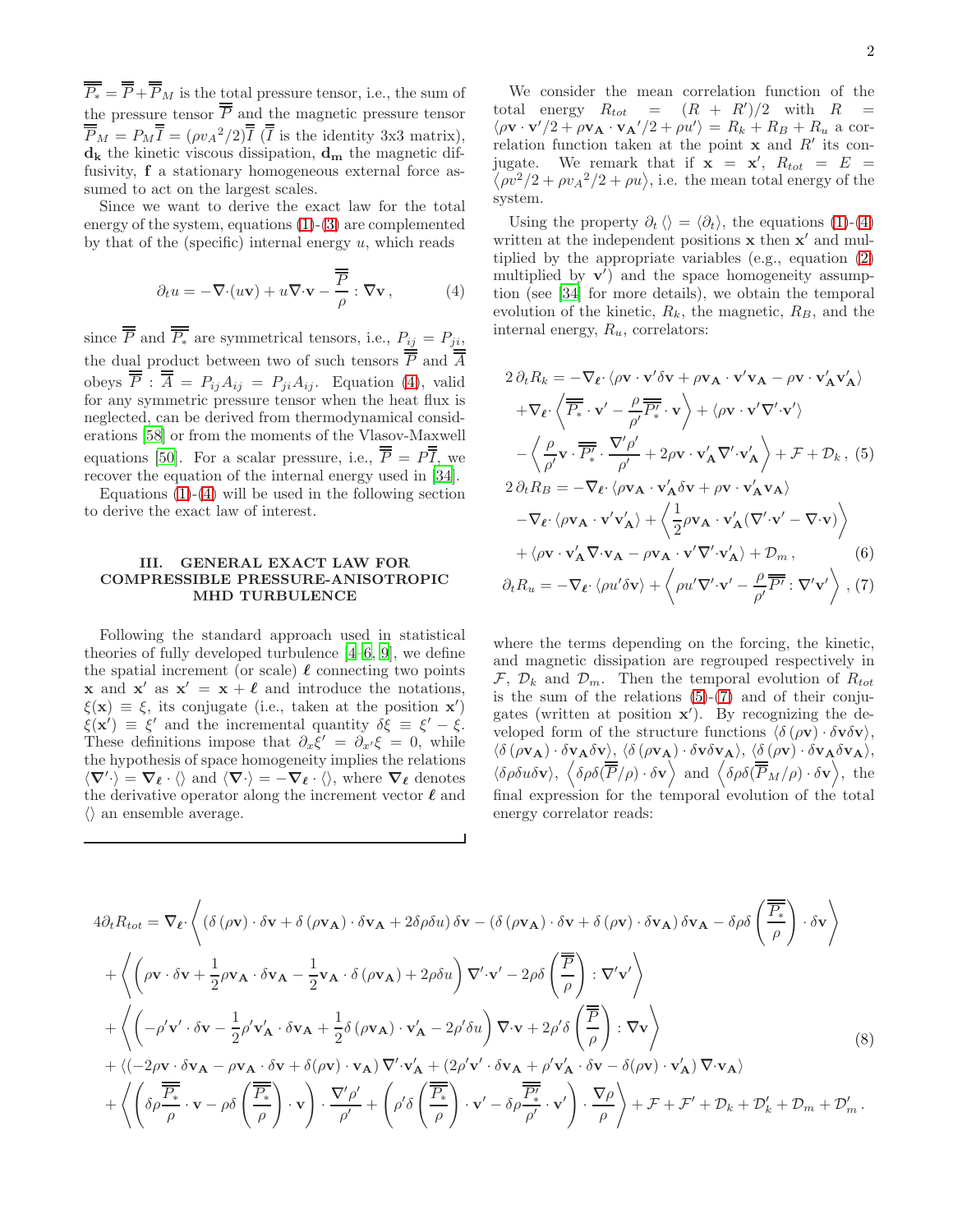$\overline{\overline{P_*}} = \overline{\overline{P}} + \overline{\overline{P}}_M$ is the total pressure tensor, i.e., the sum of the pressure tensor $\overline{\overline{P}}$ and the magnetic pressure tensor $\overline{\overline{P}}_M = P_M \overline{\overline{I}} = (\rho {v_A}^2/2)\overline{\overline{I}}$ ($\overline{\overline{I}}$ is the identity 3x3 matrix), $\mathbf{d_k}$ the kinetic viscous dissipation, $\mathbf{d_m}$ the magnetic diffusivity, $\mathbf{f}$ a stationary homogeneous external force assumed to act on the largest scales.

Since we want to derive the exact law for the total energy of the system, equations (1)-(3) are complemented by that of the (specific) internal energy $u$, which reads

$$\partial_t u = -\nabla\cdot(u\mathbf{v}) + u\nabla\cdot\mathbf{v} - \frac{\overline{\overline{P}}}{\rho} : \nabla\mathbf{v}\,, \tag{4}$$

since $\overline{\overline{P}}$ and $\overline{\overline{P_*}}$ are symmetrical tensors, i.e., $P_{ij} = P_{ji}$, the dual product between two of such tensors $\overline{\overline{P}}$ and $\overline{\overline{A}}$ obeys $\overline{\overline{P}} : \overline{\overline{A}} = P_{ij}A_{ij} = P_{ji}A_{ij}$. Equation (4), valid for any symmetric pressure tensor when the heat flux is neglected, can be derived from thermodynamical considerations [58] or from the moments of the Vlasov-Maxwell equations [50]. For a scalar pressure, i.e., $\overline{\overline{P}} = P\overline{\overline{I}}$, we recover the equation of the internal energy used in [34].

Equations (1)-(4) will be used in the following section to derive the exact law of interest.

## III. GENERAL EXACT LAW FOR COMPRESSIBLE PRESSURE-ANISOTROPIC MHD TURBULENCE

Following the standard approach used in statistical theories of fully developed turbulence [4–6, 9], we define the spatial increment (or scale) $\boldsymbol{\ell}$ connecting two points $\mathbf{x}$ and $\mathbf{x}'$ as $\mathbf{x}' = \mathbf{x} + \boldsymbol{\ell}$ and introduce the notations, $\xi(\mathbf{x}) \equiv \xi$, its conjugate (i.e., taken at the position $\mathbf{x}'$) $\xi(\mathbf{x}') \equiv \xi'$ and the incremental quantity $\delta\xi \equiv \xi' - \xi$. These definitions impose that $\partial_x \xi' = \partial_{x'}\xi = 0$, while the hypothesis of space homogeneity implies the relations $\langle \nabla'\cdot\rangle = \nabla_{\boldsymbol{\ell}}\cdot\langle\rangle$ and $\langle\nabla\cdot\rangle = -\nabla_{\boldsymbol{\ell}}\cdot\langle\rangle$, where $\nabla_{\boldsymbol{\ell}}$ denotes the derivative operator along the increment vector $\boldsymbol{\ell}$ and $\langle\rangle$ an ensemble average.

We consider the mean correlation function of the total energy $R_{tot} = (R + R')/2$ with $R = \langle \rho\mathbf{v}\cdot\mathbf{v}'/2 + \rho\mathbf{v_A}\cdot{\mathbf{v_A}}'/2 + \rho u'\rangle = R_k + R_B + R_u$ a correlation function taken at the point $\mathbf{x}$ and $R'$ its conjugate. We remark that if $\mathbf{x} = \mathbf{x}'$, $R_{tot} = E = \langle \rho v^2/2 + \rho {v_A}^2/2 + \rho u\rangle$, i.e. the mean total energy of the system.

Using the property $\partial_t\langle\rangle = \langle\partial_t\rangle$, the equations (1)-(4) written at the independent positions $\mathbf{x}$ then $\mathbf{x}'$ and multiplied by the appropriate variables (e.g., equation (2) multiplied by $\mathbf{v}'$) and the space homogeneity assumption (see [34] for more details), we obtain the temporal evolution of the kinetic, $R_k$, the magnetic, $R_B$, and the internal energy, $R_u$, correlators:

$$\begin{aligned}
2\,\partial_t R_k =& -\nabla_{\boldsymbol{\ell}}\cdot\langle\rho\mathbf{v}\cdot\mathbf{v}'\delta\mathbf{v} + \rho\mathbf{v_A}\cdot\mathbf{v}'\mathbf{v_A} - \rho\mathbf{v}\cdot\mathbf{v}'_\mathbf{A}\mathbf{v}'_\mathbf{A}\rangle \\
&+\nabla_{\boldsymbol{\ell}}\cdot\left\langle \overline{\overline{P_*}}\cdot\mathbf{v}' - \frac{\rho}{\rho'}\overline{\overline{P'_*}}\cdot\mathbf{v}\right\rangle + \langle\rho\mathbf{v}\cdot\mathbf{v}'\nabla'\cdot\mathbf{v}'\rangle \\
&-\left\langle \frac{\rho}{\rho'}\mathbf{v}\cdot\overline{\overline{P'_*}}\cdot\frac{\nabla'\rho'}{\rho'} + 2\rho\mathbf{v}\cdot\mathbf{v}'_\mathbf{A}\nabla'\cdot\mathbf{v}'_\mathbf{A}\right\rangle + \mathcal{F} + \mathcal{D}_k\,, 
\end{aligned}\tag{5}$$

$$\begin{aligned}
2\,\partial_t R_B =& -\nabla_{\boldsymbol{\ell}}\cdot\langle\rho\mathbf{v_A}\cdot\mathbf{v}'_\mathbf{A}\delta\mathbf{v} + \rho\mathbf{v}\cdot\mathbf{v}'_\mathbf{A}\mathbf{v_A}\rangle \\
&-\nabla_{\boldsymbol{\ell}}\cdot\langle\rho\mathbf{v_A}\cdot\mathbf{v}'\mathbf{v}'_\mathbf{A}\rangle + \left\langle\frac{1}{2}\rho\mathbf{v_A}\cdot\mathbf{v}'_\mathbf{A}(\nabla'\cdot\mathbf{v}' - \nabla\cdot\mathbf{v})\right\rangle \\
&+\langle\rho\mathbf{v}\cdot\mathbf{v}'_\mathbf{A}\nabla\cdot\mathbf{v_A} - \rho\mathbf{v_A}\cdot\mathbf{v}'\nabla'\cdot\mathbf{v}'_\mathbf{A}\rangle + \mathcal{D}_m\,,
\end{aligned}\tag{6}$$

$$\partial_t R_u = -\nabla_{\boldsymbol{\ell}}\cdot\langle\rho u'\delta\mathbf{v}\rangle + \left\langle\rho u'\nabla'\cdot\mathbf{v}' - \frac{\rho}{\rho'}\overline{\overline{P'}} : \nabla'\mathbf{v}'\right\rangle\,, \tag{7}$$

where the terms depending on the forcing, the kinetic, and magnetic dissipation are regrouped respectively in $\mathcal{F}$, $\mathcal{D}_k$ and $\mathcal{D}_m$. Then the temporal evolution of $R_{tot}$ is the sum of the relations (5)-(7) and of their conjugates (written at position $\mathbf{x}'$). By recognizing the developed form of the structure functions $\langle\delta(\rho\mathbf{v})\cdot\delta\mathbf{v}\delta\mathbf{v}\rangle$, $\langle\delta(\rho\mathbf{v_A})\cdot\delta\mathbf{v_A}\delta\mathbf{v}\rangle$, $\langle\delta(\rho\mathbf{v_A})\cdot\delta\mathbf{v}\delta\mathbf{v_A}\rangle$, $\langle\delta(\rho\mathbf{v})\cdot\delta\mathbf{v_A}\delta\mathbf{v_A}\rangle$, $\langle\delta\rho\delta u\delta\mathbf{v}\rangle$, $\left\langle\delta\rho\delta(\overline{\overline{P}}/\rho)\cdot\delta\mathbf{v}\right\rangle$ and $\left\langle\delta\rho\delta(\overline{\overline{P}}_M/\rho)\cdot\delta\mathbf{v}\right\rangle$, the final expression for the temporal evolution of the total energy correlator reads:

$$\begin{aligned}
4\partial_t R_{tot} =& \nabla_{\boldsymbol{\ell}}\cdot\left\langle\left(\delta(\rho\mathbf{v})\cdot\delta\mathbf{v} + \delta(\rho\mathbf{v_A})\cdot\delta\mathbf{v_A} + 2\delta\rho\delta u\right)\delta\mathbf{v} - \left(\delta(\rho\mathbf{v_A})\cdot\delta\mathbf{v} + \delta(\rho\mathbf{v})\cdot\delta\mathbf{v_A}\right)\delta\mathbf{v_A} - \delta\rho\delta\left(\frac{\overline{\overline{P_*}}}{\rho}\right)\cdot\delta\mathbf{v}\right\rangle \\
&+\left\langle\left(\rho\mathbf{v}\cdot\delta\mathbf{v} + \frac{1}{2}\rho\mathbf{v_A}\cdot\delta\mathbf{v_A} - \frac{1}{2}\mathbf{v_A}\cdot\delta(\rho\mathbf{v_A}) + 2\rho\delta u\right)\nabla'\cdot\mathbf{v}' - 2\rho\delta\left(\frac{\overline{\overline{P}}}{\rho}\right) : \nabla'\mathbf{v}'\right\rangle \\
&+\left\langle\left(-\rho'\mathbf{v}'\cdot\delta\mathbf{v} - \frac{1}{2}\rho'\mathbf{v}'_\mathbf{A}\cdot\delta\mathbf{v_A} + \frac{1}{2}\delta(\rho\mathbf{v_A})\cdot\mathbf{v}'_\mathbf{A} - 2\rho'\delta u\right)\nabla\cdot\mathbf{v} + 2\rho'\delta\left(\frac{\overline{\overline{P}}}{\rho}\right) : \nabla\mathbf{v}\right\rangle \\
&+\langle\left(-2\rho\mathbf{v}\cdot\delta\mathbf{v_A} - \rho\mathbf{v_A}\cdot\delta\mathbf{v} + \delta(\rho\mathbf{v})\cdot\mathbf{v_A}\right)\nabla'\cdot\mathbf{v}'_\mathbf{A} + \left(2\rho'\mathbf{v}'\cdot\delta\mathbf{v_A} + \rho'\mathbf{v}'_\mathbf{A}\cdot\delta\mathbf{v} - \delta(\rho\mathbf{v})\cdot\mathbf{v}'_\mathbf{A}\right)\nabla\cdot\mathbf{v_A}\rangle \\
&+\left\langle\left(\delta\rho\frac{\overline{\overline{P_*}}}{\rho}\cdot\mathbf{v} - \rho\delta\left(\frac{\overline{\overline{P_*}}}{\rho}\right)\cdot\mathbf{v}\right)\cdot\frac{\nabla'\rho'}{\rho'} + \left(\rho'\delta\left(\frac{\overline{\overline{P_*}}}{\rho}\right)\cdot\mathbf{v}' - \delta\rho\frac{\overline{\overline{P'_*}}}{\rho'}\cdot\mathbf{v}'\right)\cdot\frac{\nabla\rho}{\rho}\right\rangle + \mathcal{F} + \mathcal{F}' + \mathcal{D}_k + \mathcal{D}'_k + \mathcal{D}_m + \mathcal{D}'_m\,.
\end{aligned}\tag{8}$$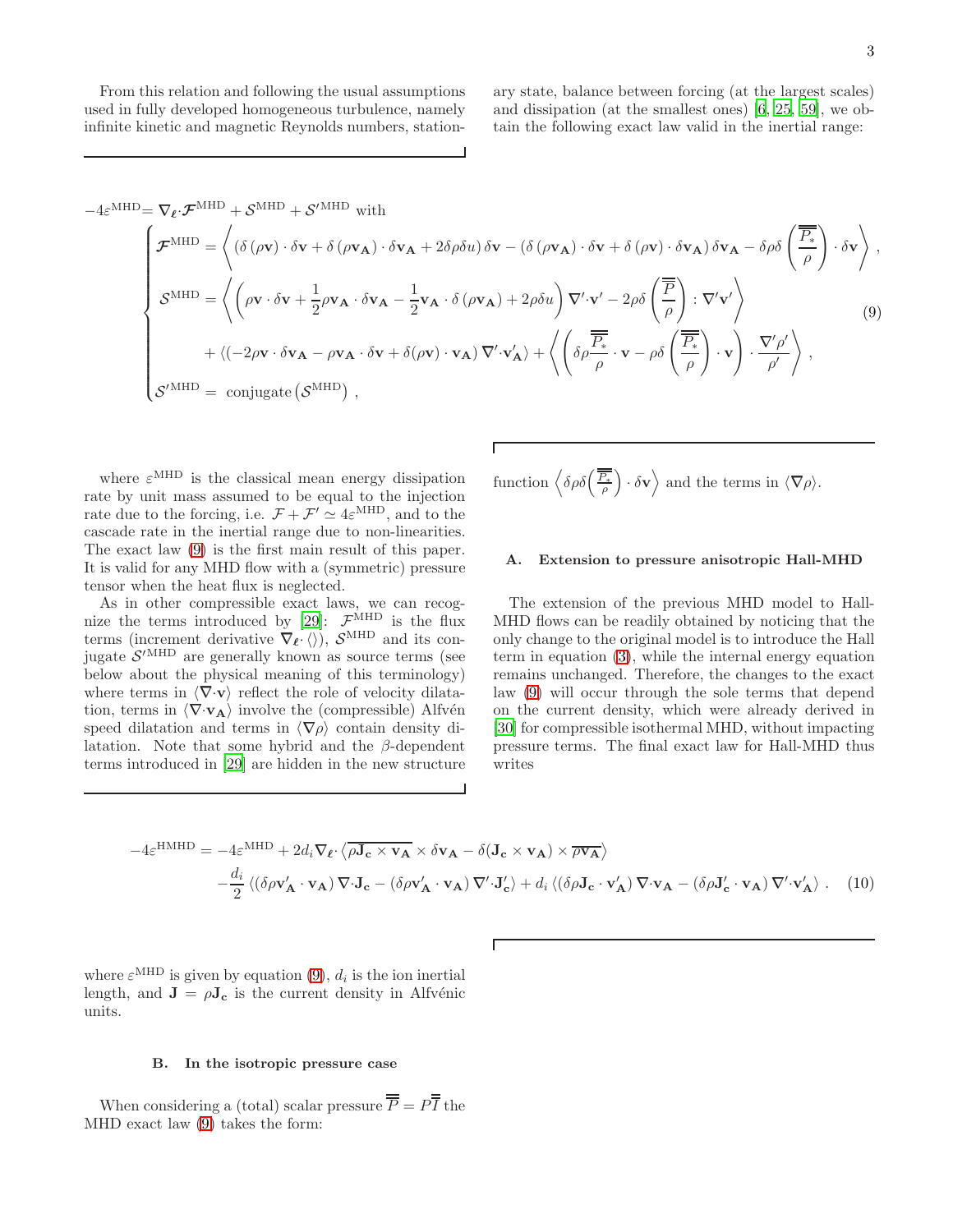From this relation and following the usual assumptions used in fully developed homogeneous turbulence, namely infinite kinetic and magnetic Reynolds numbers, stationary state, balance between forcing (at the largest scales) and dissipation (at the smallest ones) [6, 25, 59], we obtain the following exact law valid in the inertial range:

$$
-4\varepsilon^{\rm MHD} = \nabla_{\boldsymbol\ell}\cdot\boldsymbol{\mathcal{F}}^{\rm MHD} + \mathcal{S}^{\rm MHD} + \mathcal{S}'^{\rm MHD} \text{ with}
$$

$$
\begin{cases}
\boldsymbol{\mathcal{F}}^{\rm MHD} = \left\langle \left(\delta\left(\rho\mathbf{v}\right)\cdot\delta\mathbf{v} + \delta\left(\rho\mathbf{v_A}\right)\cdot\delta\mathbf{v_A} + 2\delta\rho\delta u\right)\delta\mathbf{v} - \left(\delta\left(\rho\mathbf{v_A}\right)\cdot\delta\mathbf{v} + \delta\left(\rho\mathbf{v}\right)\cdot\delta\mathbf{v_A}\right)\delta\mathbf{v_A} - \delta\rho\delta\left(\dfrac{\overline{\overline{P_*}}}{\rho}\right)\cdot\delta\mathbf{v}\right\rangle , \\[2ex]
\mathcal{S}^{\rm MHD} = \left\langle \left(\rho\mathbf{v}\cdot\delta\mathbf{v} + \dfrac{1}{2}\rho\mathbf{v_A}\cdot\delta\mathbf{v_A} - \dfrac{1}{2}\mathbf{v_A}\cdot\delta\left(\rho\mathbf{v_A}\right) + 2\rho\delta u\right)\nabla'\cdot\mathbf{v}' - 2\rho\delta\left(\dfrac{\overline{\overline{P}}}{\rho}\right):\nabla'\mathbf{v}'\right\rangle \\[2ex]
\qquad + \left\langle\left(-2\rho\mathbf{v}\cdot\delta\mathbf{v_A} - \rho\mathbf{v_A}\cdot\delta\mathbf{v} + \delta(\rho\mathbf{v})\cdot\mathbf{v_A}\right)\nabla'\cdot\mathbf{v}'_{\mathbf{A}}\right\rangle + \left\langle\left(\delta\rho\dfrac{\overline{\overline{P_*}}}{\rho}\cdot\mathbf{v} - \rho\delta\left(\dfrac{\overline{\overline{P_*}}}{\rho}\right)\cdot\mathbf{v}\right)\cdot\dfrac{\nabla'\rho'}{\rho'}\right\rangle , \\[2ex]
\mathcal{S}'^{\rm MHD} = \text{ conjugate}\left(\mathcal{S}^{\rm MHD}\right) ,
\end{cases}
\tag{9}
$$

where $\varepsilon^{\rm MHD}$ is the classical mean energy dissipation rate by unit mass assumed to be equal to the injection rate due to the forcing, i.e. $\mathcal{F}+\mathcal{F}' \simeq 4\varepsilon^{\rm MHD}$, and to the cascade rate in the inertial range due to non-linearities. The exact law (9) is the first main result of this paper. It is valid for any MHD flow with a (symmetric) pressure tensor when the heat flux is neglected.

As in other compressible exact laws, we can recognize the terms introduced by [29]: $\boldsymbol{\mathcal{F}}^{\rm MHD}$ is the flux terms (increment derivative $\nabla_{\boldsymbol\ell}\cdot\langle\rangle$), $\mathcal{S}^{\rm MHD}$ and its conjugate $\mathcal{S}'^{\rm MHD}$ are generally known as source terms (see below about the physical meaning of this terminology) where terms in $\langle\nabla\cdot\mathbf{v}\rangle$ reflect the role of velocity dilatation, terms in $\langle\nabla\cdot\mathbf{v_A}\rangle$ involve the (compressible) Alfvén speed dilatation and terms in $\langle\nabla\rho\rangle$ contain density dilatation. Note that some hybrid and the $\beta$-dependent terms introduced in [29] are hidden in the new structure function $\left\langle\delta\rho\delta\left(\frac{\overline{\overline{P_*}}}{\rho}\right)\cdot\delta\mathbf{v}\right\rangle$ and the terms in $\langle\nabla\rho\rangle$.

## A. Extension to pressure anisotropic Hall-MHD

The extension of the previous MHD model to Hall-MHD flows can be readily obtained by noticing that the only change to the original model is to introduce the Hall term in equation (3), while the internal energy equation remains unchanged. Therefore, the changes to the exact law (9) will occur through the sole terms that depend on the current density, which were already derived in [30] for compressible isothermal MHD, without impacting pressure terms. The final exact law for Hall-MHD thus writes

$$
\begin{aligned}
-4\varepsilon^{\rm HMHD} = & -4\varepsilon^{\rm MHD} + 2d_i\nabla_{\boldsymbol\ell}\cdot\langle\overline{\rho\mathbf{J_c}\times\mathbf{v_A}}\times\delta\mathbf{v_A} - \delta(\mathbf{J_c}\times\mathbf{v_A})\times\overline{\rho\mathbf{v_A}}\rangle \\
& -\frac{d_i}{2}\left\langle\left(\delta\rho\mathbf{v}'_{\mathbf{A}}\cdot\mathbf{v_A}\right)\nabla\cdot\mathbf{J_c} - \left(\delta\rho\mathbf{v}'_{\mathbf{A}}\cdot\mathbf{v_A}\right)\nabla'\cdot\mathbf{J}'_{\mathbf{c}}\right\rangle + d_i\left\langle\left(\delta\rho\mathbf{J_c}\cdot\mathbf{v}'_{\mathbf{A}}\right)\nabla\cdot\mathbf{v_A} - \left(\delta\rho\mathbf{J}'_{\mathbf{c}}\cdot\mathbf{v_A}\right)\nabla'\cdot\mathbf{v}'_{\mathbf{A}}\right\rangle .
\end{aligned}
\tag{10}
$$

where $\varepsilon^{\rm MHD}$ is given by equation (9), $d_i$ is the ion inertial length, and $\mathbf{J} = \rho\mathbf{J_c}$ is the current density in Alfvénic units.

## B. In the isotropic pressure case

When considering a (total) scalar pressure $\overline{\overline{P}} = P\overline{\overline{I}}$ the MHD exact law (9) takes the form: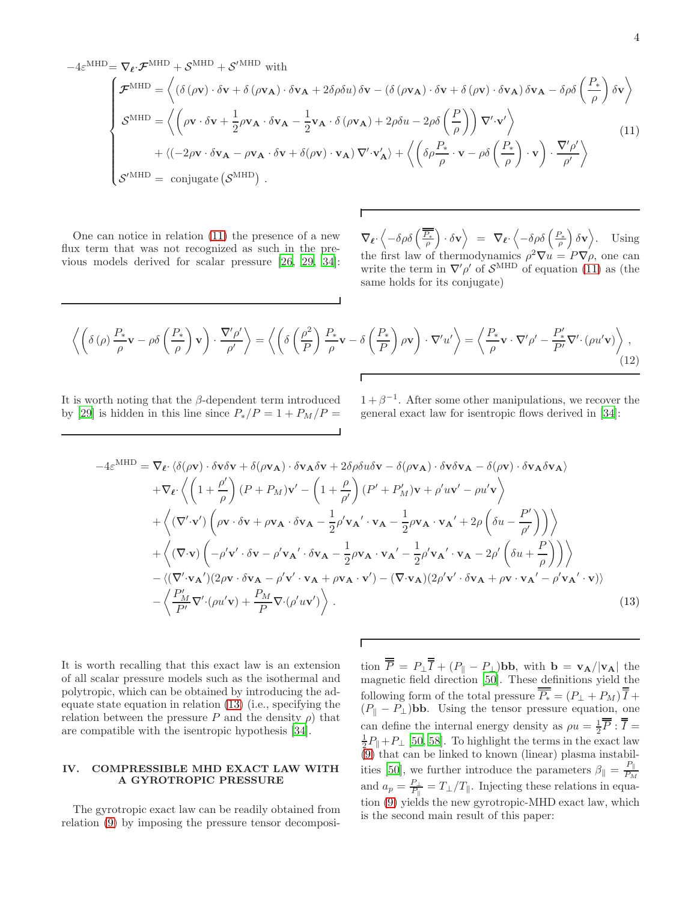$$
-4\varepsilon^{\mathrm{MHD}} = \nabla_{\boldsymbol{\ell}}\cdot\boldsymbol{\mathcal{F}}^{\mathrm{MHD}} + \mathcal{S}^{\mathrm{MHD}} + \mathcal{S}'^{\mathrm{MHD}} \text{ with}
$$

$$
\begin{cases}
\boldsymbol{\mathcal{F}}^{\mathrm{MHD}} = \left\langle \left(\delta\left(\rho\mathbf{v}\right)\cdot\delta\mathbf{v} + \delta\left(\rho\mathbf{v_A}\right)\cdot\delta\mathbf{v_A} + 2\delta\rho\delta u\right)\delta\mathbf{v} - \left(\delta\left(\rho\mathbf{v_A}\right)\cdot\delta\mathbf{v} + \delta\left(\rho\mathbf{v}\right)\cdot\delta\mathbf{v_A}\right)\delta\mathbf{v_A} - \delta\rho\delta\left(\frac{P_*}{\rho}\right)\delta\mathbf{v}\right\rangle \\
\mathcal{S}^{\mathrm{MHD}} = \left\langle \left(\rho\mathbf{v}\cdot\delta\mathbf{v} + \frac{1}{2}\rho\mathbf{v_A}\cdot\delta\mathbf{v_A} - \frac{1}{2}\mathbf{v_A}\cdot\delta\left(\rho\mathbf{v_A}\right) + 2\rho\delta u - 2\rho\delta\left(\frac{P}{\rho}\right)\right)\nabla'\cdot\mathbf{v}'\right\rangle \\
\qquad + \left\langle\left(-2\rho\mathbf{v}\cdot\delta\mathbf{v_A} - \rho\mathbf{v_A}\cdot\delta\mathbf{v} + \delta(\rho\mathbf{v})\cdot\mathbf{v_A}\right)\nabla'\cdot\mathbf{v}'_{\mathbf{A}}\right\rangle + \left\langle\left(\delta\rho\frac{P_*}{\rho}\cdot\mathbf{v} - \rho\delta\left(\frac{P_*}{\rho}\right)\cdot\mathbf{v}\right)\cdot\frac{\nabla'\rho'}{\rho'}\right\rangle \\
\mathcal{S}'^{\mathrm{MHD}} = \text{ conjugate}\left(\mathcal{S}^{\mathrm{MHD}}\right) .
\end{cases}
\tag{11}
$$

One can notice in relation (11) the presence of a new flux term that was not recognized as such in the previous models derived for scalar pressure [26, 29, 34]: $\nabla_{\boldsymbol{\ell}}\cdot\left\langle-\delta\rho\delta\left(\frac{\overline{\overline{P_*}}}{\rho}\right)\cdot\delta\mathbf{v}\right\rangle = \nabla_{\boldsymbol{\ell}}\cdot\left\langle-\delta\rho\delta\left(\frac{P_*}{\rho}\right)\delta\mathbf{v}\right\rangle$. Using the first law of thermodynamics $\rho^2\nabla u = P\nabla\rho$, one can write the term in $\nabla'\rho'$ of $\mathcal{S}^{\mathrm{MHD}}$ of equation (11) as (the same holds for its conjugate)

$$
\left\langle\left(\delta\left(\rho\right)\frac{P_*}{\rho}\mathbf{v} - \rho\delta\left(\frac{P_*}{\rho}\right)\mathbf{v}\right)\cdot\frac{\nabla'\rho'}{\rho'}\right\rangle = \left\langle\left(\delta\left(\frac{\rho^2}{P}\right)\frac{P_*}{\rho}\mathbf{v} - \delta\left(\frac{P_*}{P}\right)\rho\mathbf{v}\right)\cdot\nabla' u'\right\rangle = \left\langle\frac{P_*}{\rho}\mathbf{v}\cdot\nabla'\rho' - \frac{P'_*}{P'}\nabla'\cdot\left(\rho u'\mathbf{v}\right)\right\rangle ,
\tag{12}
$$

It is worth noting that the $\beta$-dependent term introduced by [29] is hidden in this line since $P_*/P = 1 + P_M/P = 1 + \beta^{-1}$. After some other manipulations, we recover the general exact law for isentropic flows derived in [34]:

$$
\begin{aligned}
-4\varepsilon^{\mathrm{MHD}} = {} & \nabla_{\boldsymbol{\ell}}\cdot\left\langle\delta(\rho\mathbf{v})\cdot\delta\mathbf{v}\delta\mathbf{v} + \delta(\rho\mathbf{v_A})\cdot\delta\mathbf{v_A}\delta\mathbf{v} + 2\delta\rho\delta u\delta\mathbf{v} - \delta(\rho\mathbf{v_A})\cdot\delta\mathbf{v}\delta\mathbf{v_A} - \delta(\rho\mathbf{v})\cdot\delta\mathbf{v_A}\delta\mathbf{v_A}\right\rangle \\
& + \nabla_{\boldsymbol{\ell}}\cdot\left\langle\left(1 + \frac{\rho'}{\rho}\right)(P + P_M)\mathbf{v}' - \left(1 + \frac{\rho}{\rho'}\right)(P' + P'_M)\mathbf{v} + \rho' u\mathbf{v}' - \rho u'\mathbf{v}\right\rangle \\
& + \left\langle(\nabla'\cdot\mathbf{v}')\left(\rho\mathbf{v}\cdot\delta\mathbf{v} + \rho\mathbf{v_A}\cdot\delta\mathbf{v_A} - \frac{1}{2}\rho'\mathbf{v_A}'\cdot\mathbf{v_A} - \frac{1}{2}\rho\mathbf{v_A}\cdot\mathbf{v_A}' + 2\rho\left(\delta u - \frac{P'}{\rho'}\right)\right)\right\rangle \\
& + \left\langle(\nabla\cdot\mathbf{v})\left(-\rho'\mathbf{v}'\cdot\delta\mathbf{v} - \rho'\mathbf{v_A}'\cdot\delta\mathbf{v_A} - \frac{1}{2}\rho\mathbf{v_A}\cdot\mathbf{v_A}' - \frac{1}{2}\rho'\mathbf{v_A}'\cdot\mathbf{v_A} - 2\rho'\left(\delta u + \frac{P}{\rho}\right)\right)\right\rangle \\
& - \left\langle(\nabla'\cdot\mathbf{v_A}')(2\rho\mathbf{v}\cdot\delta\mathbf{v_A} - \rho'\mathbf{v}'\cdot\mathbf{v_A} + \rho\mathbf{v_A}\cdot\mathbf{v}') - (\nabla\cdot\mathbf{v_A})(2\rho'\mathbf{v}'\cdot\delta\mathbf{v_A} + \rho\mathbf{v}\cdot\mathbf{v_A}' - \rho'\mathbf{v_A}'\cdot\mathbf{v})\right\rangle \\
& - \left\langle\frac{P'_M}{P'}\nabla'\cdot(\rho u'\mathbf{v}) + \frac{P_M}{P}\nabla\cdot(\rho' u\mathbf{v}')\right\rangle .
\end{aligned}
\tag{13}
$$

It is worth recalling that this exact law is an extension of all scalar pressure models such as the isothermal and polytropic, which can be obtained by introducing the adequate state equation in relation (13) (i.e., specifying the relation between the pressure $P$ and the density $\rho$) that are compatible with the isentropic hypothesis [34].

## IV. COMPRESSIBLE MHD EXACT LAW WITH A GYROTROPIC PRESSURE

The gyrotropic exact law can be readily obtained from relation (9) by imposing the pressure tensor decomposition $\overline{\overline{P}} = P_\perp\overline{\overline{I}} + (P_\parallel - P_\perp)\mathbf{bb}$, with $\mathbf{b} = \mathbf{v_A}/|\mathbf{v_A}|$ the magnetic field direction [50]. These definitions yield the following form of the total pressure $\overline{\overline{P_*}} = (P_\perp + P_M)\overline{\overline{I}} + (P_\parallel - P_\perp)\mathbf{bb}$. Using the tensor pressure equation, one can define the internal energy density as $\rho u = \frac{1}{2}\overline{\overline{P}} : \overline{\overline{I}} = \frac{1}{2}P_\parallel + P_\perp$ [50, 58]. To highlight the terms in the exact law (9) that can be linked to known (linear) plasma instabilities [50], we further introduce the parameters $\beta_\parallel = \frac{P_\parallel}{P_M}$ and $a_p = \frac{P_\perp}{P_\parallel} = T_\perp/T_\parallel$. Injecting these relations in equation (9) yields the new gyrotropic-MHD exact law, which is the second main result of this paper: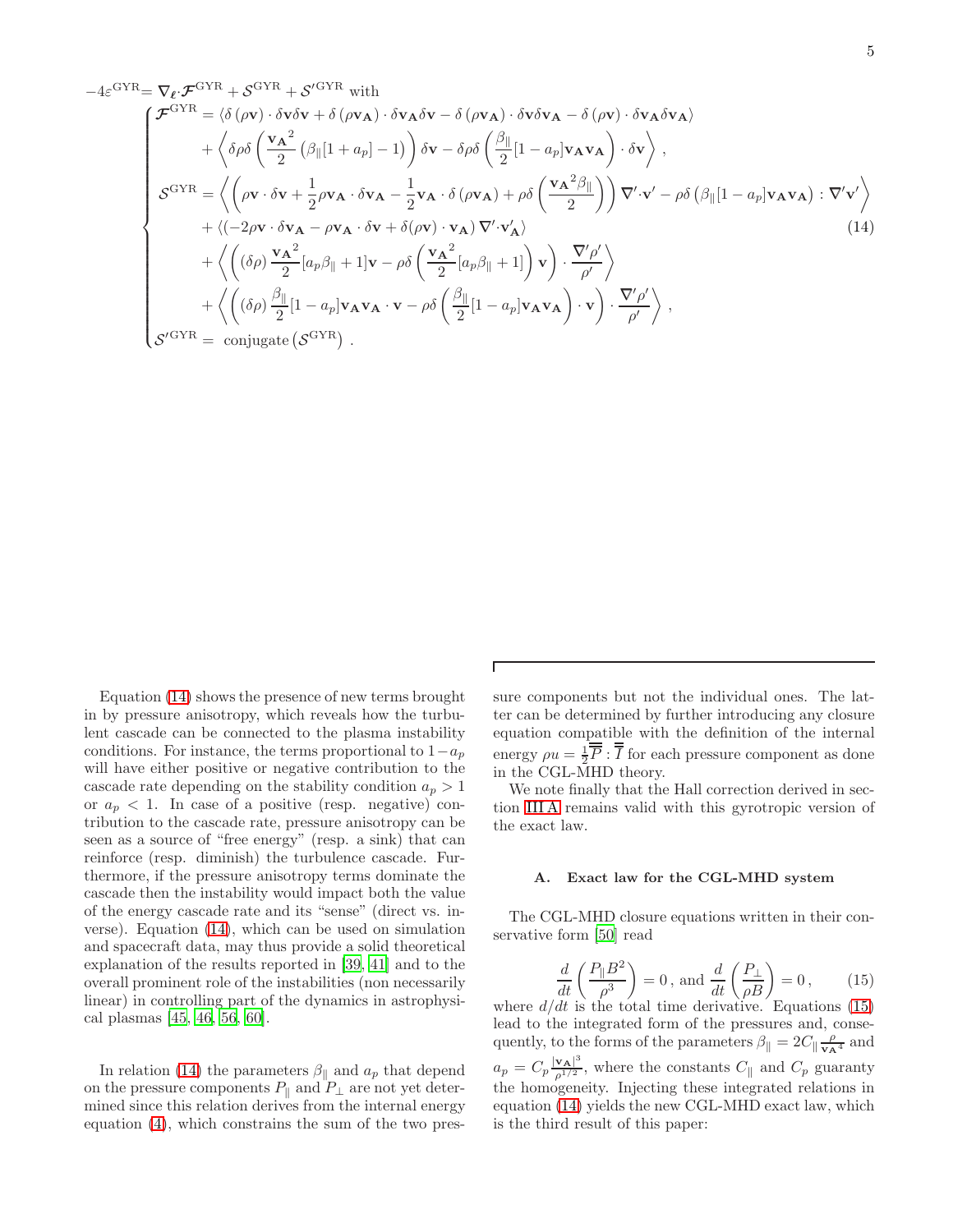$$
-4\varepsilon^{\mathrm{GYR}} = \boldsymbol{\nabla_\ell}\cdot\boldsymbol{\mathcal{F}}^{\mathrm{GYR}} + \mathcal{S}^{\mathrm{GYR}} + \mathcal{S}'^{\mathrm{GYR}} \text{ with}
$$

$$
\begin{cases}
\boldsymbol{\mathcal{F}}^{\mathrm{GYR}} = \langle \delta\left(\rho\mathbf{v}\right)\cdot\delta\mathbf{v}\delta\mathbf{v} + \delta\left(\rho\mathbf{v_A}\right)\cdot\delta\mathbf{v_A}\delta\mathbf{v} - \delta\left(\rho\mathbf{v_A}\right)\cdot\delta\mathbf{v}\delta\mathbf{v_A} - \delta\left(\rho\mathbf{v}\right)\cdot\delta\mathbf{v_A}\delta\mathbf{v_A}\rangle \\
\qquad + \left\langle \delta\rho\delta\left(\frac{\mathbf{v_A}^2}{2}\left(\beta_\parallel[1+a_p]-1\right)\right)\delta\mathbf{v} - \delta\rho\delta\left(\frac{\beta_\parallel}{2}[1-a_p]\mathbf{v_A}\mathbf{v_A}\right)\cdot\delta\mathbf{v}\right\rangle\,, \\
\mathcal{S}^{\mathrm{GYR}} = \left\langle \left(\rho\mathbf{v}\cdot\delta\mathbf{v} + \frac{1}{2}\rho\mathbf{v_A}\cdot\delta\mathbf{v_A} - \frac{1}{2}\mathbf{v_A}\cdot\delta\left(\rho\mathbf{v_A}\right) + \rho\delta\left(\frac{\mathbf{v_A}^2\beta_\parallel}{2}\right)\right)\nabla'\cdot\mathbf{v}' - \rho\delta\left(\beta_\parallel[1-a_p]\mathbf{v_A}\mathbf{v_A}\right):\nabla'\mathbf{v}'\right\rangle \\
\qquad + \langle\left(-2\rho\mathbf{v}\cdot\delta\mathbf{v_A} - \rho\mathbf{v_A}\cdot\delta\mathbf{v} + \delta(\rho\mathbf{v})\cdot\mathbf{v_A}\right)\nabla'\cdot\mathbf{v_A}'\rangle \\
\qquad + \left\langle\left((\delta\rho)\frac{\mathbf{v_A}^2}{2}[a_p\beta_\parallel+1]\mathbf{v} - \rho\delta\left(\frac{\mathbf{v_A}^2}{2}[a_p\beta_\parallel+1]\right)\mathbf{v}\right)\cdot\frac{\nabla'\rho'}{\rho'}\right\rangle \\
\qquad + \left\langle\left((\delta\rho)\frac{\beta_\parallel}{2}[1-a_p]\mathbf{v_A}\mathbf{v_A}\cdot\mathbf{v} - \rho\delta\left(\frac{\beta_\parallel}{2}[1-a_p]\mathbf{v_A}\mathbf{v_A}\right)\cdot\mathbf{v}\right)\cdot\frac{\nabla'\rho'}{\rho'}\right\rangle\,, \\
\mathcal{S}'^{\mathrm{GYR}} = \text{ conjugate}\left(\mathcal{S}^{\mathrm{GYR}}\right)\,.
\end{cases}
\tag{14}
$$

Equation (14) shows the presence of new terms brought in by pressure anisotropy, which reveals how the turbulent cascade can be connected to the plasma instability conditions. For instance, the terms proportional to $1-a_p$ will have either positive or negative contribution to the cascade rate depending on the stability condition $a_p > 1$ or $a_p < 1$. In case of a positive (resp. negative) contribution to the cascade rate, pressure anisotropy can be seen as a source of "free energy" (resp. a sink) that can reinforce (resp. diminish) the turbulence cascade. Furthermore, if the pressure anisotropy terms dominate the cascade then the instability would impact both the value of the energy cascade rate and its "sense" (direct vs. inverse). Equation (14), which can be used on simulation and spacecraft data, may thus provide a solid theoretical explanation of the results reported in [39, 41] and to the overall prominent role of the instabilities (non necessarily linear) in controlling part of the dynamics in astrophysical plasmas [45, 46, 56, 60].

In relation (14) the parameters $\beta_\parallel$ and $a_p$ that depend on the pressure components $P_\parallel$ and $P_\perp$ are not yet determined since this relation derives from the internal energy equation (4), which constrains the sum of the two pressure components but not the individual ones. The latter can be determined by further introducing any closure equation compatible with the definition of the internal energy $\rho u = \frac{1}{2}\overline{\overline{P}} : \overline{\overline{I}}$ for each pressure component as done in the CGL-MHD theory.

We note finally that the Hall correction derived in section III A remains valid with this gyrotropic version of the exact law.

### A. Exact law for the CGL-MHD system

The CGL-MHD closure equations written in their conservative form [50] read

$$
\frac{d}{dt}\left(\frac{P_\parallel B^2}{\rho^3}\right) = 0\,, \text{ and } \frac{d}{dt}\left(\frac{P_\perp}{\rho B}\right) = 0\,, \tag{15}
$$

where $d/dt$ is the total time derivative. Equations (15) lead to the integrated form of the pressures and, consequently, to the forms of the parameters $\beta_\parallel = 2C_\parallel\frac{\rho}{\mathbf{v_A}^4}$ and $a_p = C_p\frac{|\mathbf{v_A}|^3}{\rho^{1/2}}$, where the constants $C_\parallel$ and $C_p$ guaranty the homogeneity. Injecting these integrated relations in equation (14) yields the new CGL-MHD exact law, which is the third result of this paper: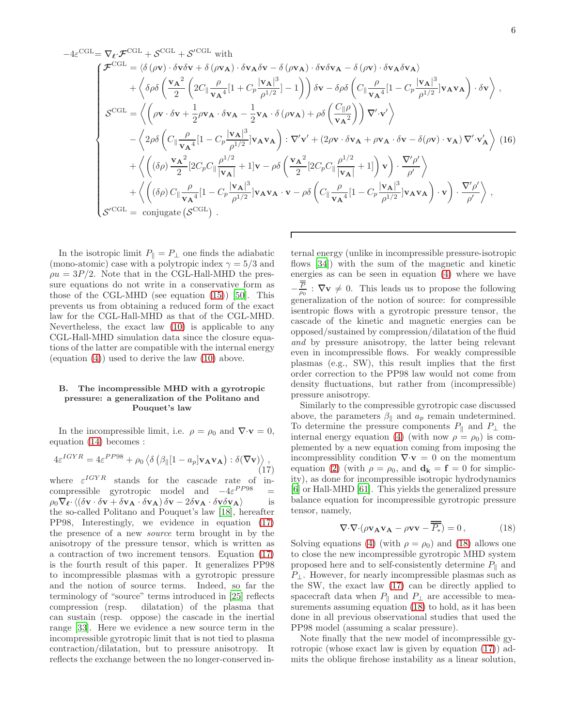$$
-4\varepsilon^{\rm CGL} = \nabla_{\boldsymbol{\ell}} \cdot \boldsymbol{\mathcal{F}}^{\rm CGL} + \mathcal{S}^{\rm CGL} + \mathcal{S}'^{\rm CGL} \text{ with}
$$

$$
\begin{cases}
\boldsymbol{\mathcal{F}}^{\rm CGL} = \left\langle \delta\left(\rho\mathbf{v}\right)\cdot\delta\mathbf{v}\delta\mathbf{v} + \delta\left(\rho\mathbf{v_A}\right)\cdot\delta\mathbf{v_A}\delta\mathbf{v} - \delta\left(\rho\mathbf{v_A}\right)\cdot\delta\mathbf{v}\delta\mathbf{v_A} - \delta\left(\rho\mathbf{v}\right)\cdot\delta\mathbf{v_A}\delta\mathbf{v_A}\right\rangle \\
\qquad + \left\langle \delta\rho\delta\left(\frac{\mathbf{v_A}^2}{2}\left(2C_\parallel\frac{\rho}{\mathbf{v_A}^4}[1+C_p\frac{|\mathbf{v_A}|^3}{\rho^{1/2}}]-1\right)\right)\delta\mathbf{v} - \delta\rho\delta\left(C_\parallel\frac{\rho}{\mathbf{v_A}^4}[1-C_p\frac{|\mathbf{v_A}|^3}{\rho^{1/2}}]\mathbf{v_A}\mathbf{v_A}\right)\cdot\delta\mathbf{v}\right\rangle , \\
\mathcal{S}^{\rm CGL} = \left\langle \left(\rho\mathbf{v}\cdot\delta\mathbf{v} + \frac{1}{2}\rho\mathbf{v_A}\cdot\delta\mathbf{v_A} - \frac{1}{2}\mathbf{v_A}\cdot\delta\left(\rho\mathbf{v_A}\right) + \rho\delta\left(\frac{C_\parallel\rho}{\mathbf{v_A}^2}\right)\right)\nabla'\cdot\mathbf{v}'\right\rangle \\
\qquad - \left\langle 2\rho\delta\left(C_\parallel\frac{\rho}{\mathbf{v_A}^4}[1-C_p\frac{|\mathbf{v_A}|^3}{\rho^{1/2}}]\mathbf{v_A}\mathbf{v_A}\right):\nabla'\mathbf{v}' + \left(2\rho\mathbf{v}\cdot\delta\mathbf{v_A} + \rho\mathbf{v_A}\cdot\delta\mathbf{v} - \delta(\rho\mathbf{v})\cdot\mathbf{v_A}\right)\nabla'\cdot\mathbf{v}'_{\mathbf{A}}\right\rangle \\
\qquad + \left\langle \left((\delta\rho)\frac{\mathbf{v_A}^2}{2}[2C_pC_\parallel\frac{\rho^{1/2}}{|\mathbf{v_A}|}+1]\mathbf{v} - \rho\delta\left(\frac{\mathbf{v_A}^2}{2}[2C_pC_\parallel\frac{\rho^{1/2}}{|\mathbf{v_A}|}+1]\right)\mathbf{v}\right)\cdot\frac{\nabla'\rho'}{\rho'}\right\rangle \\
\qquad + \left\langle \left((\delta\rho)\,C_\parallel\frac{\rho}{\mathbf{v_A}^4}[1-C_p\frac{|\mathbf{v_A}|^3}{\rho^{1/2}}]\mathbf{v_A}\mathbf{v_A}\cdot\mathbf{v} - \rho\delta\left(C_\parallel\frac{\rho}{\mathbf{v_A}^4}[1-C_p\frac{|\mathbf{v_A}|^3}{\rho^{1/2}}]\mathbf{v_A}\mathbf{v_A}\right)\cdot\mathbf{v}\right)\cdot\frac{\nabla'\rho'}{\rho'}\right\rangle , \\
\mathcal{S}'^{\rm CGL} = \text{ conjugate}\left(\mathcal{S}^{\rm CGL}\right) .
\end{cases}
\tag{16}
$$

In the isotropic limit $P_\parallel = P_\perp$ one finds the adiabatic (mono-atomic) case with a polytropic index $\gamma = 5/3$ and $\rho u = 3P/2$. Note that in the CGL-Hall-MHD the pressure equations do not write in a conservative form as those of the CGL-MHD (see equation (15)) [50]. This prevents us from obtaining a reduced form of the exact law for the CGL-Hall-MHD as that of the CGL-MHD. Nevertheless, the exact law (10) is applicable to any CGL-Hall-MHD simulation data since the closure equations of the latter are compatible with the internal energy (equation (4)) used to derive the law (10) above.

### B. The incompressible MHD with a gyrotropic pressure: a generalization of the Politano and Pouquet's law

In the incompressible limit, i.e. $\rho = \rho_0$ and $\nabla\cdot\mathbf{v} = 0$, equation (14) becomes :

$$
4\varepsilon^{IGYR} = 4\varepsilon^{PP98} + \rho_0\left\langle \delta\left(\beta_\parallel[1-a_p]\mathbf{v_A}\mathbf{v_A}\right):\delta(\nabla\mathbf{v})\right\rangle , \tag{17}
$$

where $\varepsilon^{IGYR}$ stands for the cascade rate of incompressible gyrotropic model and $-4\varepsilon^{PP98} = \rho_0\nabla_{\boldsymbol{\ell}}\cdot\langle(\delta\mathbf{v}\cdot\delta\mathbf{v} + \delta\mathbf{v_A}\cdot\delta\mathbf{v_A})\,\delta\mathbf{v} - 2\delta\mathbf{v_A}\cdot\delta\mathbf{v}\delta\mathbf{v_A}\rangle$ is the so-called Politano and Pouquet's law [18], hereafter PP98, Interestingly, we evidence in equation (17) the presence of a new *source* term brought in by the anisotropy of the pressure tensor, which is written as a contraction of two increment tensors. Equation (17) is the fourth result of this paper. It generalizes PP98 to incompressible plasmas with a gyrotropic pressure and the notion of source terms. Indeed, so far the terminology of "source" terms introduced in [25] reflects compression (resp. dilatation) of the plasma that can sustain (resp. oppose) the cascade in the inertial range [33]. Here we evidence a new source term in the incompressible gyrotropic limit that is not tied to plasma contraction/dilatation, but to pressure anisotropy. It reflects the exchange between the no longer-conserved internal energy (unlike in incompressible pressure-isotropic flows [34]) with the sum of the magnetic and kinetic energies as can be seen in equation (4) where we have $-\frac{\overline{\overline{P}}}{\rho_0}:\nabla\mathbf{v} \neq 0$. This leads us to propose the following generalization of the notion of source: for compressible isentropic flows with a gyrotropic pressure tensor, the cascade of the kinetic and magnetic energies can be opposed/sustained by compression/dilatation of the fluid *and* by pressure anisotropy, the latter being relevant even in incompressible flows. For weakly compressible plasmas (e.g., SW), this result implies that the first order correction to the PP98 law would not come from density fluctuations, but rather from (incompressible) pressure anisotropy.

Similarly to the compressible gyrotropic case discussed above, the parameters $\beta_\parallel$ and $a_p$ remain undetermined. To determine the pressure components $P_\parallel$ and $P_\perp$ the internal energy equation (4) (with now $\rho = \rho_0$) is complemented by a new equation coming from imposing the incompressiblity condition $\nabla\cdot\mathbf{v} = 0$ on the momentum equation (2) (with $\rho = \rho_0$, and $\mathbf{d_k} = \mathbf{f} = 0$ for simplicity), as done for incompressible isotropic hydrodynamics [6] or Hall-MHD [61]. This yields the generalized pressure balance equation for incompressible gyrotropic pressure tensor, namely,

$$
\nabla\cdot\nabla\cdot(\rho\mathbf{v_A}\mathbf{v_A} - \rho\mathbf{v}\mathbf{v} - \overline{\overline{P_*}}) = 0\,, \tag{18}
$$

Solving equations (4) (with $\rho = \rho_0$) and (18) allows one to close the new incompressible gyrotropic MHD system proposed here and to self-consistently determine $P_\parallel$ and $P_\perp$. However, for nearly incompressible plasmas such as the SW, the exact law (17) can be directly applied to spacecraft data when $P_\parallel$ and $P_\perp$ are accessible to measurements assuming equation (18) to hold, as it has been done in all previous observational studies that used the PP98 model (assuming a scalar pressure).

Note finally that the new model of incompressible gyrotropic (whose exact law is given by equation (17)) admits the oblique firehose instability as a linear solution,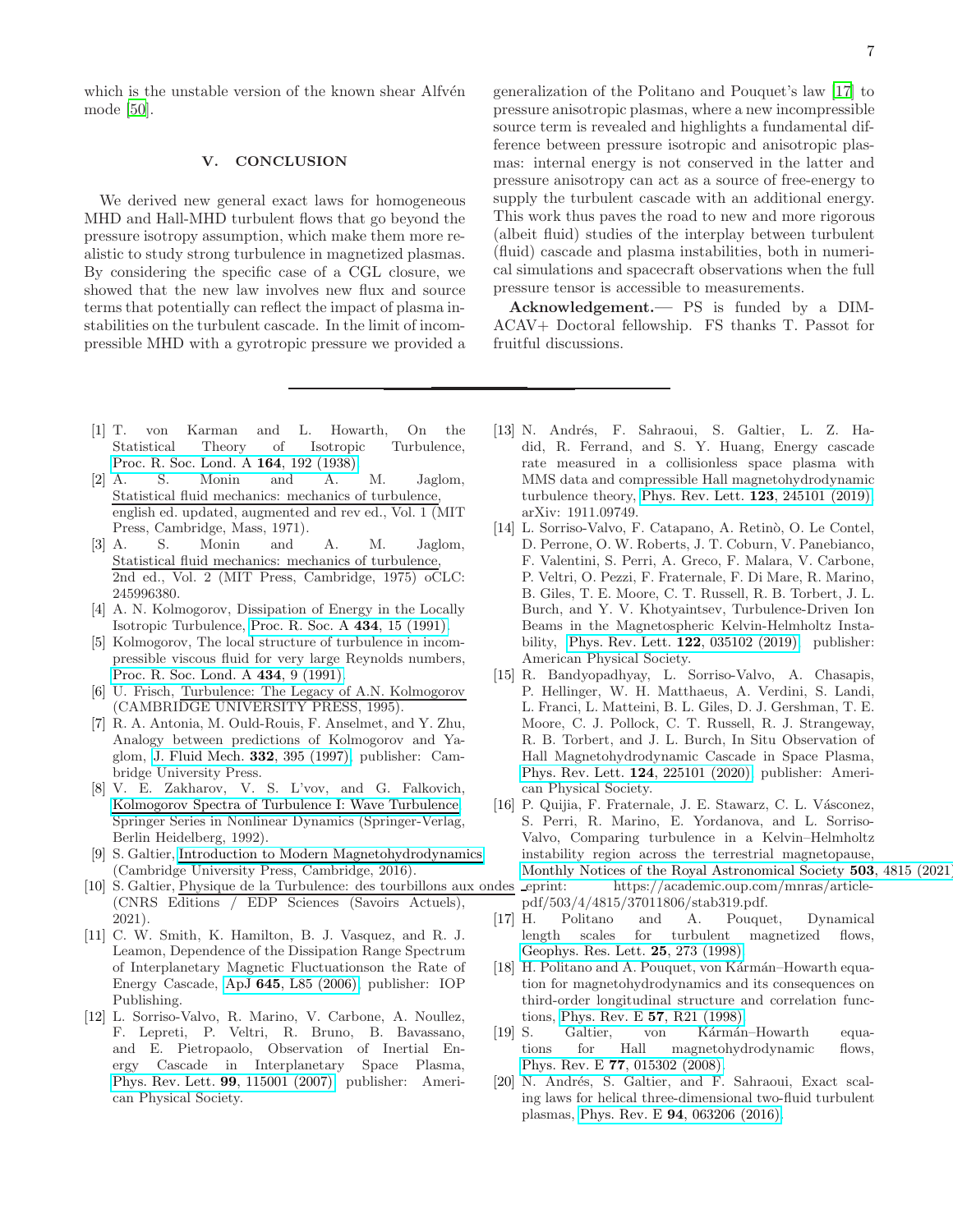which is the unstable version of the known shear Alfvén mode [50].

## V. CONCLUSION

We derived new general exact laws for homogeneous MHD and Hall-MHD turbulent flows that go beyond the pressure isotropy assumption, which make them more realistic to study strong turbulence in magnetized plasmas. By considering the specific case of a CGL closure, we showed that the new law involves new flux and source terms that potentially can reflect the impact of plasma instabilities on the turbulent cascade. In the limit of incompressible MHD with a gyrotropic pressure we provided a generalization of the Politano and Pouquet's law [17] to pressure anisotropic plasmas, where a new incompressible source term is revealed and highlights a fundamental difference between pressure isotropic and anisotropic plasmas: internal energy is not conserved in the latter and pressure anisotropy can act as a source of free-energy to supply the turbulent cascade with an additional energy. This work thus paves the road to new and more rigorous (albeit fluid) studies of the interplay between turbulent (fluid) cascade and plasma instabilities, both in numerical simulations and spacecraft observations when the full pressure tensor is accessible to measurements.

**Acknowledgement.**— PS is funded by a DIM-ACAV+ Doctoral fellowship. FS thanks T. Passot for fruitful discussions.

---

[1] T. von Karman and L. Howarth, On the Statistical Theory of Isotropic Turbulence, Proc. R. Soc. Lond. A **164**, 192 (1938).

[2] A. S. Monin and A. M. Jaglom, Statistical fluid mechanics: mechanics of turbulence, english ed. updated, augmented and rev ed., Vol. 1 (MIT Press, Cambridge, Mass, 1971).

[3] A. S. Monin and A. M. Jaglom, Statistical fluid mechanics: mechanics of turbulence, 2nd ed., Vol. 2 (MIT Press, Cambridge, 1975) oCLC: 245996380.

[4] A. N. Kolmogorov, Dissipation of Energy in the Locally Isotropic Turbulence, Proc. R. Soc. A **434**, 15 (1991).

[5] Kolmogorov, The local structure of turbulence in incompressible viscous fluid for very large Reynolds numbers, Proc. R. Soc. Lond. A **434**, 9 (1991).

[6] U. Frisch, Turbulence: The Legacy of A.N. Kolmogorov (CAMBRIDGE UNIVERSITY PRESS, 1995).

[7] R. A. Antonia, M. Ould-Rouis, F. Anselmet, and Y. Zhu, Analogy between predictions of Kolmogorov and Yaglom, J. Fluid Mech. **332**, 395 (1997), publisher: Cambridge University Press.

[8] V. E. Zakharov, V. S. L'vov, and G. Falkovich, Kolmogorov Spectra of Turbulence I: Wave Turbulence, Springer Series in Nonlinear Dynamics (Springer-Verlag, Berlin Heidelberg, 1992).

[9] S. Galtier, Introduction to Modern Magnetohydrodynamics (Cambridge University Press, Cambridge, 2016).

[10] S. Galtier, Physique de la Turbulence: des tourbillons aux ondes (CNRS Editions / EDP Sciences (Savoirs Actuels), 2021).

[11] C. W. Smith, K. Hamilton, B. J. Vasquez, and R. J. Leamon, Dependence of the Dissipation Range Spectrum of Interplanetary Magnetic Fluctuationson the Rate of Energy Cascade, ApJ **645**, L85 (2006), publisher: IOP Publishing.

[12] L. Sorriso-Valvo, R. Marino, V. Carbone, A. Noullez, F. Lepreti, P. Veltri, R. Bruno, B. Bavassano, and E. Pietropaolo, Observation of Inertial Energy Cascade in Interplanetary Space Plasma, Phys. Rev. Lett. **99**, 115001 (2007), publisher: American Physical Society.

[13] N. Andrés, F. Sahraoui, S. Galtier, L. Z. Hadid, R. Ferrand, and S. Y. Huang, Energy cascade rate measured in a collisionless space plasma with MMS data and compressible Hall magnetohydrodynamic turbulence theory, Phys. Rev. Lett. **123**, 245101 (2019), arXiv: 1911.09749.

[14] L. Sorriso-Valvo, F. Catapano, A. Retinò, O. Le Contel, D. Perrone, O. W. Roberts, J. T. Coburn, V. Panebianco, F. Valentini, S. Perri, A. Greco, F. Malara, V. Carbone, P. Veltri, O. Pezzi, F. Fraternale, F. Di Mare, R. Marino, B. Giles, T. E. Moore, C. T. Russell, R. B. Torbert, J. L. Burch, and Y. V. Khotyaintsev, Turbulence-Driven Ion Beams in the Magnetospheric Kelvin-Helmholtz Instability, Phys. Rev. Lett. **122**, 035102 (2019), publisher: American Physical Society.

[15] R. Bandyopadhyay, L. Sorriso-Valvo, A. Chasapis, P. Hellinger, W. H. Matthaeus, A. Verdini, S. Landi, L. Franci, L. Matteini, B. L. Giles, D. J. Gershman, T. E. Moore, C. J. Pollock, C. T. Russell, R. J. Strangeway, R. B. Torbert, and J. L. Burch, In Situ Observation of Hall Magnetohydrodynamic Cascade in Space Plasma, Phys. Rev. Lett. **124**, 225101 (2020), publisher: American Physical Society.

[16] P. Quijia, F. Fraternale, J. E. Stawarz, C. L. Vásconez, S. Perri, R. Marino, E. Yordanova, and L. Sorriso-Valvo, Comparing turbulence in a Kelvin–Helmholtz instability region across the terrestrial magnetopause, Monthly Notices of the Royal Astronomical Society **503**, 4815 (2021), eprint: https://academic.oup.com/mnras/article-pdf/503/4/4815/37011806/stab319.pdf.

[17] H. Politano and A. Pouquet, Dynamical length scales for turbulent magnetized flows, Geophys. Res. Lett. **25**, 273 (1998).

[18] H. Politano and A. Pouquet, von Kármán–Howarth equation for magnetohydrodynamics and its consequences on third-order longitudinal structure and correlation functions, Phys. Rev. E **57**, R21 (1998).

[19] S. Galtier, von Kármán–Howarth equations for Hall magnetohydrodynamic flows, Phys. Rev. E **77**, 015302 (2008).

[20] N. Andrés, S. Galtier, and F. Sahraoui, Exact scaling laws for helical three-dimensional two-fluid turbulent plasmas, Phys. Rev. E **94**, 063206 (2016).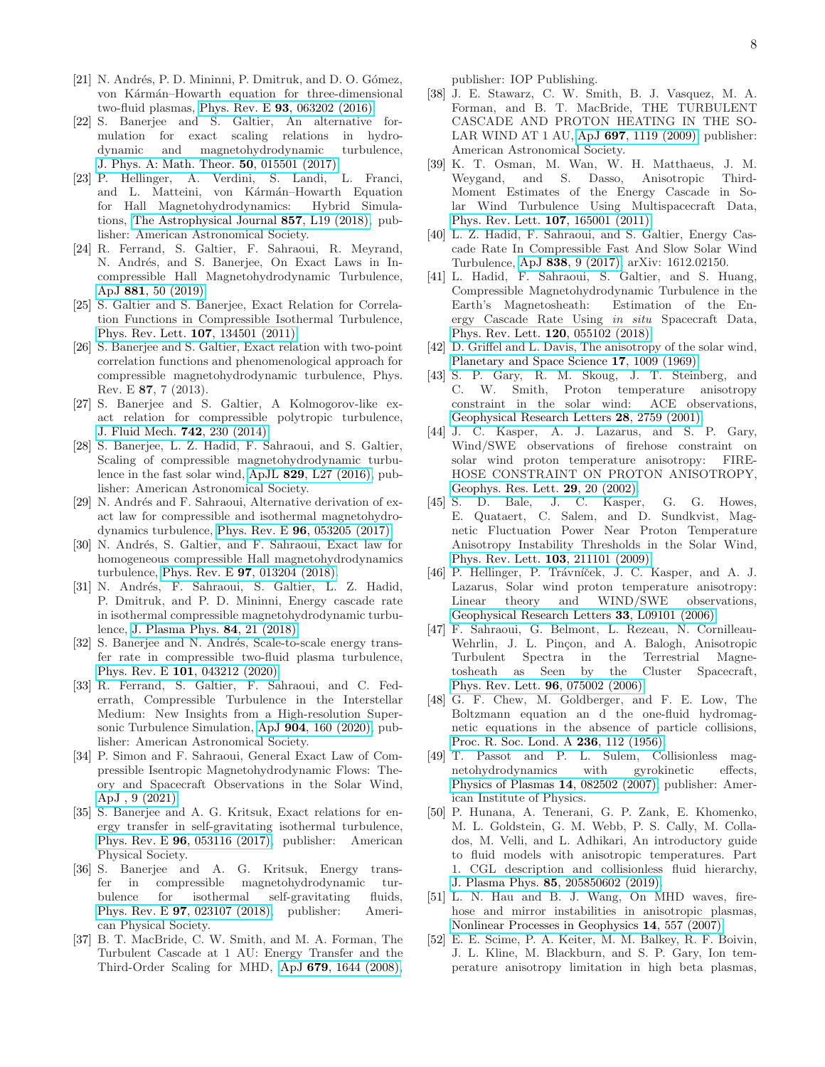[21] N. Andrés, P. D. Mininni, P. Dmitruk, and D. O. Gómez, von Kármán–Howarth equation for three-dimensional two-fluid plasmas, Phys. Rev. E **93**, 063202 (2016).

[22] S. Banerjee and S. Galtier, An alternative formulation for exact scaling relations in hydrodynamic and magnetohydrodynamic turbulence, J. Phys. A: Math. Theor. **50**, 015501 (2017).

[23] P. Hellinger, A. Verdini, S. Landi, L. Franci, and L. Matteini, von Kármán–Howarth Equation for Hall Magnetohydrodynamics: Hybrid Simulations, The Astrophysical Journal **857**, L19 (2018), publisher: American Astronomical Society.

[24] R. Ferrand, S. Galtier, F. Sahraoui, R. Meyrand, N. Andrés, and S. Banerjee, On Exact Laws in Incompressible Hall Magnetohydrodynamic Turbulence, ApJ **881**, 50 (2019).

[25] S. Galtier and S. Banerjee, Exact Relation for Correlation Functions in Compressible Isothermal Turbulence, Phys. Rev. Lett. **107**, 134501 (2011).

[26] S. Banerjee and S. Galtier, Exact relation with two-point correlation functions and phenomenological approach for compressible magnetohydrodynamic turbulence, Phys. Rev. E **87**, 7 (2013).

[27] S. Banerjee and S. Galtier, A Kolmogorov-like exact relation for compressible polytropic turbulence, J. Fluid Mech. **742**, 230 (2014).

[28] S. Banerjee, L. Z. Hadid, F. Sahraoui, and S. Galtier, Scaling of compressible magnetohydrodynamic turbulence in the fast solar wind, ApJL **829**, L27 (2016), publisher: American Astronomical Society.

[29] N. Andrés and F. Sahraoui, Alternative derivation of exact law for compressible and isothermal magnetohydrodynamics turbulence, Phys. Rev. E **96**, 053205 (2017).

[30] N. Andrés, S. Galtier, and F. Sahraoui, Exact law for homogeneous compressible Hall magnetohydrodynamics turbulence, Phys. Rev. E **97**, 013204 (2018).

[31] N. Andrés, F. Sahraoui, S. Galtier, L. Z. Hadid, P. Dmitruk, and P. D. Mininni, Energy cascade rate in isothermal compressible magnetohydrodynamic turbulence, J. Plasma Phys. **84**, 21 (2018).

[32] S. Banerjee and N. Andrés, Scale-to-scale energy transfer rate in compressible two-fluid plasma turbulence, Phys. Rev. E **101**, 043212 (2020).

[33] R. Ferrand, S. Galtier, F. Sahraoui, and C. Federrath, Compressible Turbulence in the Interstellar Medium: New Insights from a High-resolution Supersonic Turbulence Simulation, ApJ **904**, 160 (2020), publisher: American Astronomical Society.

[34] P. Simon and F. Sahraoui, General Exact Law of Compressible Isentropic Magnetohydrodynamic Flows: Theory and Spacecraft Observations in the Solar Wind, ApJ , 9 (2021).

[35] S. Banerjee and A. G. Kritsuk, Exact relations for energy transfer in self-gravitating isothermal turbulence, Phys. Rev. E **96**, 053116 (2017), publisher: American Physical Society.

[36] S. Banerjee and A. G. Kritsuk, Energy transfer in compressible magnetohydrodynamic turbulence for isothermal self-gravitating fluids, Phys. Rev. E **97**, 023107 (2018), publisher: American Physical Society.

[37] B. T. MacBride, C. W. Smith, and M. A. Forman, The Turbulent Cascade at 1 AU: Energy Transfer and the Third-Order Scaling for MHD, ApJ **679**, 1644 (2008), publisher: IOP Publishing.

[38] J. E. Stawarz, C. W. Smith, B. J. Vasquez, M. A. Forman, and B. T. MacBride, THE TURBULENT CASCADE AND PROTON HEATING IN THE SOLAR WIND AT 1 AU, ApJ **697**, 1119 (2009), publisher: American Astronomical Society.

[39] K. T. Osman, M. Wan, W. H. Matthaeus, J. M. Weygand, and S. Dasso, Anisotropic Third-Moment Estimates of the Energy Cascade in Solar Wind Turbulence Using Multispacecraft Data, Phys. Rev. Lett. **107**, 165001 (2011).

[40] L. Z. Hadid, F. Sahraoui, and S. Galtier, Energy Cascade Rate In Compressible Fast And Slow Solar Wind Turbulence, ApJ **838**, 9 (2017), arXiv: 1612.02150.

[41] L. Hadid, F. Sahraoui, S. Galtier, and S. Huang, Compressible Magnetohydrodynamic Turbulence in the Earth's Magnetosheath: Estimation of the Energy Cascade Rate Using *in situ* Spacecraft Data, Phys. Rev. Lett. **120**, 055102 (2018).

[42] D. Griffel and L. Davis, The anisotropy of the solar wind, Planetary and Space Science **17**, 1009 (1969).

[43] S. P. Gary, R. M. Skoug, J. T. Steinberg, and C. W. Smith, Proton temperature anisotropy constraint in the solar wind: ACE observations, Geophysical Research Letters **28**, 2759 (2001).

[44] J. C. Kasper, A. J. Lazarus, and S. P. Gary, Wind/SWE observations of firehose constraint on solar wind proton temperature anisotropy: FIREHOSE CONSTRAINT ON PROTON ANISOTROPY, Geophys. Res. Lett. **29**, 20 (2002).

[45] S. D. Bale, J. C. Kasper, G. G. Howes, E. Quataert, C. Salem, and D. Sundkvist, Magnetic Fluctuation Power Near Proton Temperature Anisotropy Instability Thresholds in the Solar Wind, Phys. Rev. Lett. **103**, 211101 (2009).

[46] P. Hellinger, P. Trávníček, J. C. Kasper, and A. J. Lazarus, Solar wind proton temperature anisotropy: Linear theory and WIND/SWE observations, Geophysical Research Letters **33**, L09101 (2006).

[47] F. Sahraoui, G. Belmont, L. Rezeau, N. Cornilleau-Wehrlin, J. L. Pinçon, and A. Balogh, Anisotropic Turbulent Spectra in the Terrestrial Magnetosheath as Seen by the Cluster Spacecraft, Phys. Rev. Lett. **96**, 075002 (2006).

[48] G. F. Chew, M. Goldberger, and F. E. Low, The Boltzmann equation an d the one-fluid hydromagnetic equations in the absence of particle collisions, Proc. R. Soc. Lond. A **236**, 112 (1956).

[49] T. Passot and P. L. Sulem, Collisionless magnetohydrodynamics with gyrokinetic effects, Physics of Plasmas **14**, 082502 (2007), publisher: American Institute of Physics.

[50] P. Hunana, A. Tenerani, G. P. Zank, E. Khomenko, M. L. Goldstein, G. M. Webb, P. S. Cally, M. Collados, M. Velli, and L. Adhikari, An introductory guide to fluid models with anisotropic temperatures. Part 1. CGL description and collisionless fluid hierarchy, J. Plasma Phys. **85**, 205850602 (2019).

[51] L. N. Hau and B. J. Wang, On MHD waves, firehose and mirror instabilities in anisotropic plasmas, Nonlinear Processes in Geophysics **14**, 557 (2007).

[52] E. E. Scime, P. A. Keiter, M. M. Balkey, R. F. Boivin, J. L. Kline, M. Blackburn, and S. P. Gary, Ion temperature anisotropy limitation in high beta plasmas,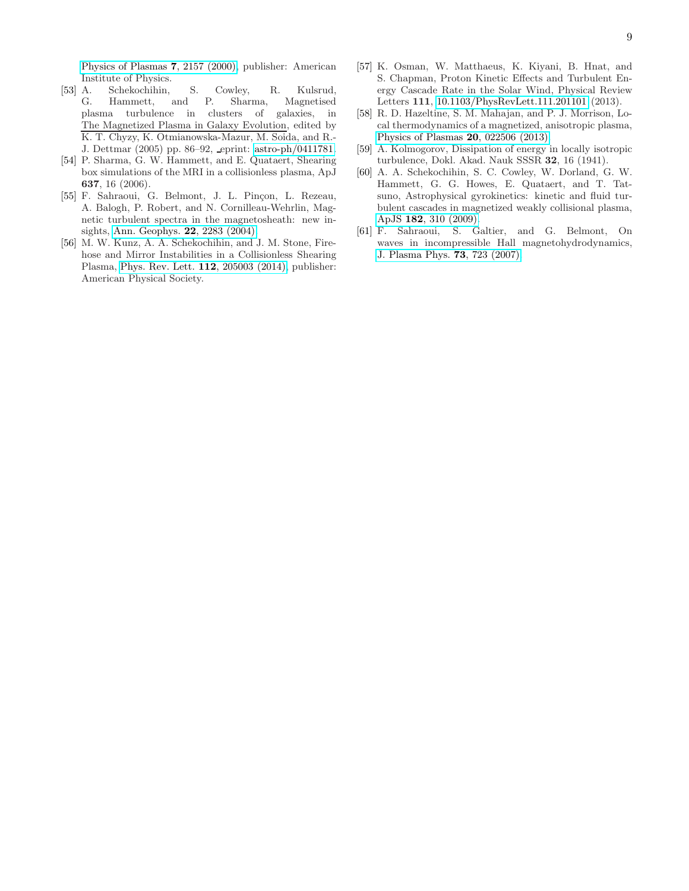Physics of Plasmas **7**, 2157 (2000), publisher: American Institute of Physics.

[53] A. Schekochihin, S. Cowley, R. Kulsrud, G. Hammett, and P. Sharma, Magnetised plasma turbulence in clusters of galaxies, in The Magnetized Plasma in Galaxy Evolution, edited by K. T. Chyzy, K. Otmianowska-Mazur, M. Soida, and R.-J. Dettmar (2005) pp. 86–92, eprint: astro-ph/0411781.

[54] P. Sharma, G. W. Hammett, and E. Quataert, Shearing box simulations of the MRI in a collisionless plasma, ApJ **637**, 16 (2006).

[55] F. Sahraoui, G. Belmont, J. L. Pinçon, L. Rezeau, A. Balogh, P. Robert, and N. Cornilleau-Wehrlin, Magnetic turbulent spectra in the magnetosheath: new insights, Ann. Geophys. **22**, 2283 (2004).

[56] M. W. Kunz, A. A. Schekochihin, and J. M. Stone, Firehose and Mirror Instabilities in a Collisionless Shearing Plasma, Phys. Rev. Lett. **112**, 205003 (2014), publisher: American Physical Society.

[57] K. Osman, W. Matthaeus, K. Kiyani, B. Hnat, and S. Chapman, Proton Kinetic Effects and Turbulent Energy Cascade Rate in the Solar Wind, Physical Review Letters **111**, 10.1103/PhysRevLett.111.201101 (2013).

[58] R. D. Hazeltine, S. M. Mahajan, and P. J. Morrison, Local thermodynamics of a magnetized, anisotropic plasma, Physics of Plasmas **20**, 022506 (2013).

[59] A. Kolmogorov, Dissipation of energy in locally isotropic turbulence, Dokl. Akad. Nauk SSSR **32**, 16 (1941).

[60] A. A. Schekochihin, S. C. Cowley, W. Dorland, G. W. Hammett, G. G. Howes, E. Quataert, and T. Tatsuno, Astrophysical gyrokinetics: kinetic and fluid turbulent cascades in magnetized weakly collisional plasma, ApJS **182**, 310 (2009).

[61] F. Sahraoui, S. Galtier, and G. Belmont, On waves in incompressible Hall magnetohydrodynamics, J. Plasma Phys. **73**, 723 (2007).